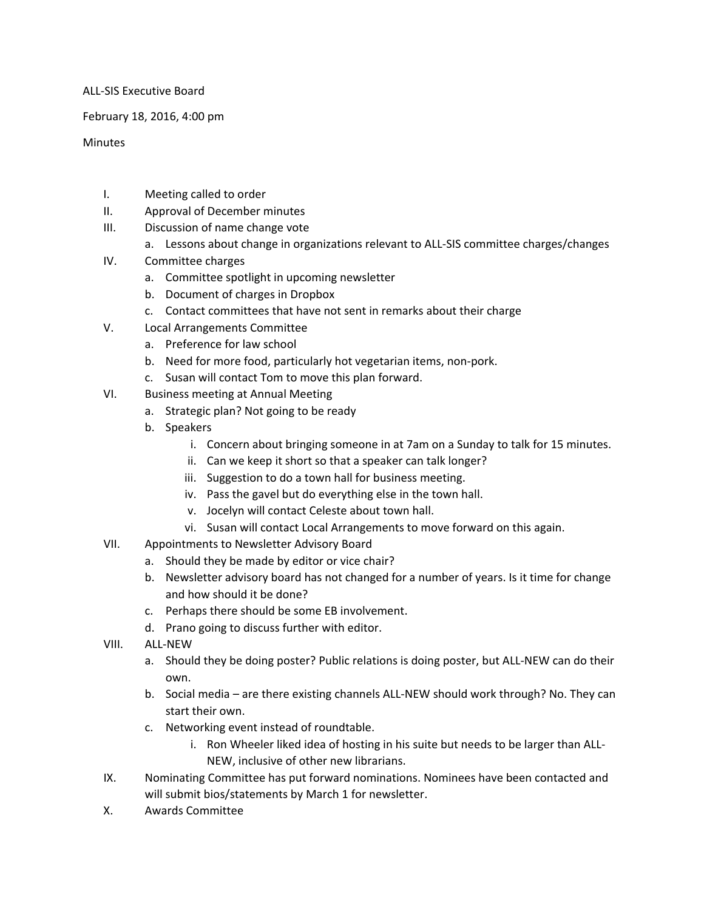ALL-SIS Executive Board

February 18, 2016, 4:00 pm

Minutes

I. Meeting called to order
II. Approval of December minutes
III. Discussion of name change vote
    a. Lessons about change in organizations relevant to ALL-SIS committee charges/changes
IV. Committee charges
    a. Committee spotlight in upcoming newsletter
    b. Document of charges in Dropbox
    c. Contact committees that have not sent in remarks about their charge
V. Local Arrangements Committee
    a. Preference for law school
    b. Need for more food, particularly hot vegetarian items, non-pork.
    c. Susan will contact Tom to move this plan forward.
VI. Business meeting at Annual Meeting
    a. Strategic plan? Not going to be ready
    b. Speakers
        i. Concern about bringing someone in at 7am on a Sunday to talk for 15 minutes.
        ii. Can we keep it short so that a speaker can talk longer?
        iii. Suggestion to do a town hall for business meeting.
        iv. Pass the gavel but do everything else in the town hall.
        v. Jocelyn will contact Celeste about town hall.
        vi. Susan will contact Local Arrangements to move forward on this again.
VII. Appointments to Newsletter Advisory Board
    a. Should they be made by editor or vice chair?
    b. Newsletter advisory board has not changed for a number of years. Is it time for change and how should it be done?
    c. Perhaps there should be some EB involvement.
    d. Prano going to discuss further with editor.
VIII. ALL-NEW
    a. Should they be doing poster? Public relations is doing poster, but ALL-NEW can do their own.
    b. Social media – are there existing channels ALL-NEW should work through? No. They can start their own.
    c. Networking event instead of roundtable.
        i. Ron Wheeler liked idea of hosting in his suite but needs to be larger than ALL-NEW, inclusive of other new librarians.
IX. Nominating Committee has put forward nominations. Nominees have been contacted and will submit bios/statements by March 1 for newsletter.
X. Awards Committee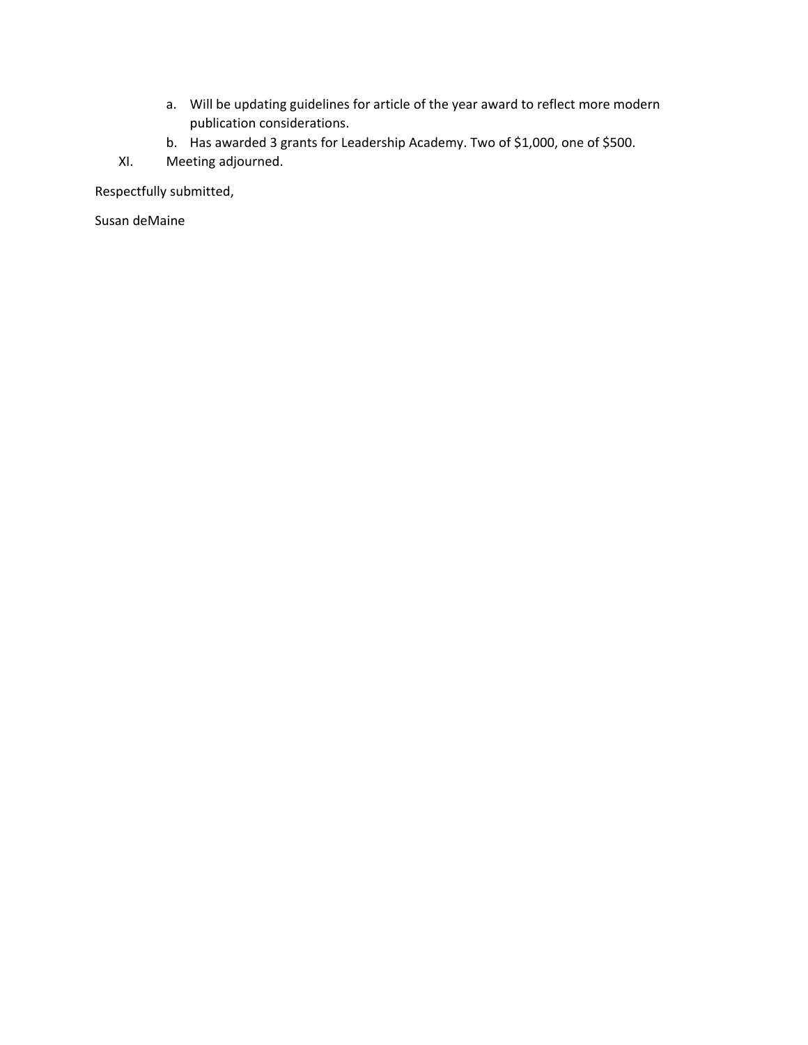a. Will be updating guidelines for article of the year award to reflect more modern publication considerations.
   b. Has awarded 3 grants for Leadership Academy. Two of $1,000, one of $500.

XI. Meeting adjourned.

Respectfully submitted,

Susan deMaine